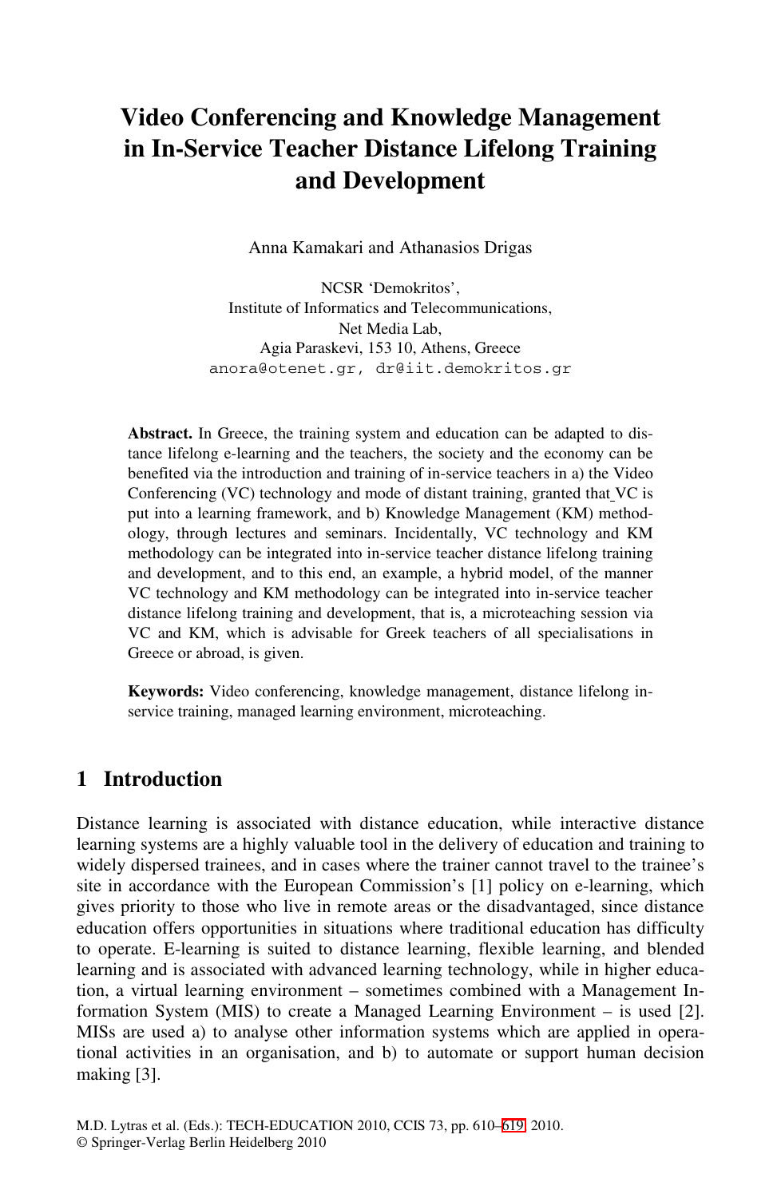# Video Conferencing and Knowledge Management in In-Service Teacher Distance Lifelong Training and Development

Anna Kamakari and Athanasios Drigas

NCSR 'Demokritos',
Institute of Informatics and Telecommunications,
Net Media Lab,
Agia Paraskevi, 153 10, Athens, Greece
anora@otenet.gr, dr@iit.demokritos.gr

**Abstract.** In Greece, the training system and education can be adapted to distance lifelong e-learning and the teachers, the society and the economy can be benefited via the introduction and training of in-service teachers in a) the Video Conferencing (VC) technology and mode of distant training, granted that VC is put into a learning framework, and b) Knowledge Management (KM) methodology, through lectures and seminars. Incidentally, VC technology and KM methodology can be integrated into in-service teacher distance lifelong training and development, and to this end, an example, a hybrid model, of the manner VC technology and KM methodology can be integrated into in-service teacher distance lifelong training and development, that is, a microteaching session via VC and KM, which is advisable for Greek teachers of all specialisations in Greece or abroad, is given.

**Keywords:** Video conferencing, knowledge management, distance lifelong in-service training, managed learning environment, microteaching.

## 1 Introduction

Distance learning is associated with distance education, while interactive distance learning systems are a highly valuable tool in the delivery of education and training to widely dispersed trainees, and in cases where the trainer cannot travel to the trainee's site in accordance with the European Commission's [1] policy on e-learning, which gives priority to those who live in remote areas or the disadvantaged, since distance education offers opportunities in situations where traditional education has difficulty to operate. E-learning is suited to distance learning, flexible learning, and blended learning and is associated with advanced learning technology, while in higher education, a virtual learning environment – sometimes combined with a Management Information System (MIS) to create a Managed Learning Environment – is used [2]. MISs are used a) to analyse other information systems which are applied in operational activities in an organisation, and b) to automate or support human decision making [3].

M.D. Lytras et al. (Eds.): TECH-EDUCATION 2010, CCIS 73, pp. 610–619, 2010.
© Springer-Verlag Berlin Heidelberg 2010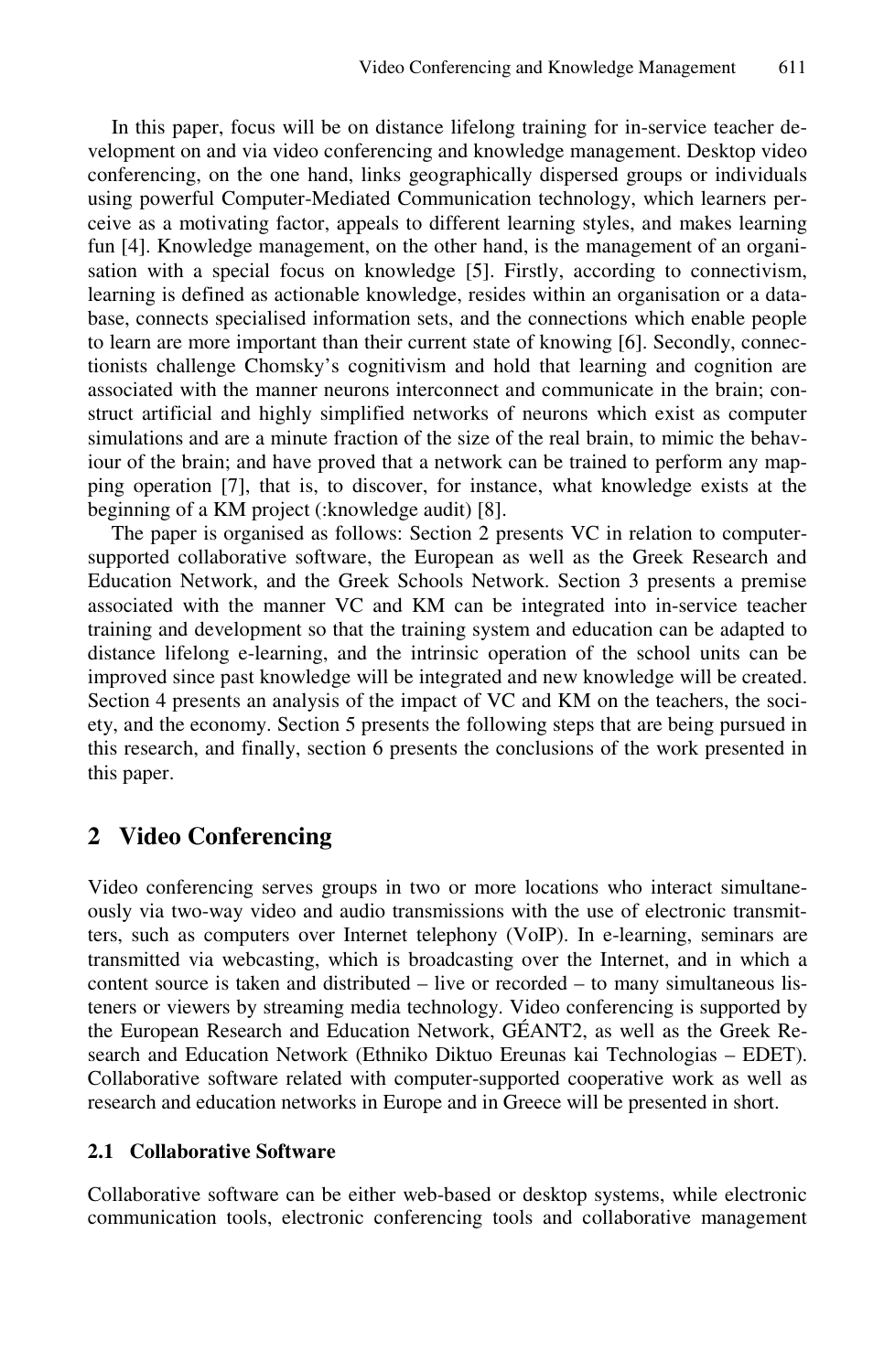In this paper, focus will be on distance lifelong training for in-service teacher development on and via video conferencing and knowledge management. Desktop video conferencing, on the one hand, links geographically dispersed groups or individuals using powerful Computer-Mediated Communication technology, which learners perceive as a motivating factor, appeals to different learning styles, and makes learning fun [4]. Knowledge management, on the other hand, is the management of an organisation with a special focus on knowledge [5]. Firstly, according to connectivism, learning is defined as actionable knowledge, resides within an organisation or a database, connects specialised information sets, and the connections which enable people to learn are more important than their current state of knowing [6]. Secondly, connectionists challenge Chomsky's cognitivism and hold that learning and cognition are associated with the manner neurons interconnect and communicate in the brain; construct artificial and highly simplified networks of neurons which exist as computer simulations and are a minute fraction of the size of the real brain, to mimic the behaviour of the brain; and have proved that a network can be trained to perform any mapping operation [7], that is, to discover, for instance, what knowledge exists at the beginning of a KM project (:knowledge audit) [8].

The paper is organised as follows: Section 2 presents VC in relation to computer-supported collaborative software, the European as well as the Greek Research and Education Network, and the Greek Schools Network. Section 3 presents a premise associated with the manner VC and KM can be integrated into in-service teacher training and development so that the training system and education can be adapted to distance lifelong e-learning, and the intrinsic operation of the school units can be improved since past knowledge will be integrated and new knowledge will be created. Section 4 presents an analysis of the impact of VC and KM on the teachers, the society, and the economy. Section 5 presents the following steps that are being pursued in this research, and finally, section 6 presents the conclusions of the work presented in this paper.

## 2 Video Conferencing

Video conferencing serves groups in two or more locations who interact simultaneously via two-way video and audio transmissions with the use of electronic transmitters, such as computers over Internet telephony (VoIP). In e-learning, seminars are transmitted via webcasting, which is broadcasting over the Internet, and in which a content source is taken and distributed – live or recorded – to many simultaneous listeners or viewers by streaming media technology. Video conferencing is supported by the European Research and Education Network, GÉANT2, as well as the Greek Research and Education Network (Ethniko Diktuo Ereunas kai Technologias – EDET). Collaborative software related with computer-supported cooperative work as well as research and education networks in Europe and in Greece will be presented in short.

### 2.1 Collaborative Software

Collaborative software can be either web-based or desktop systems, while electronic communication tools, electronic conferencing tools and collaborative management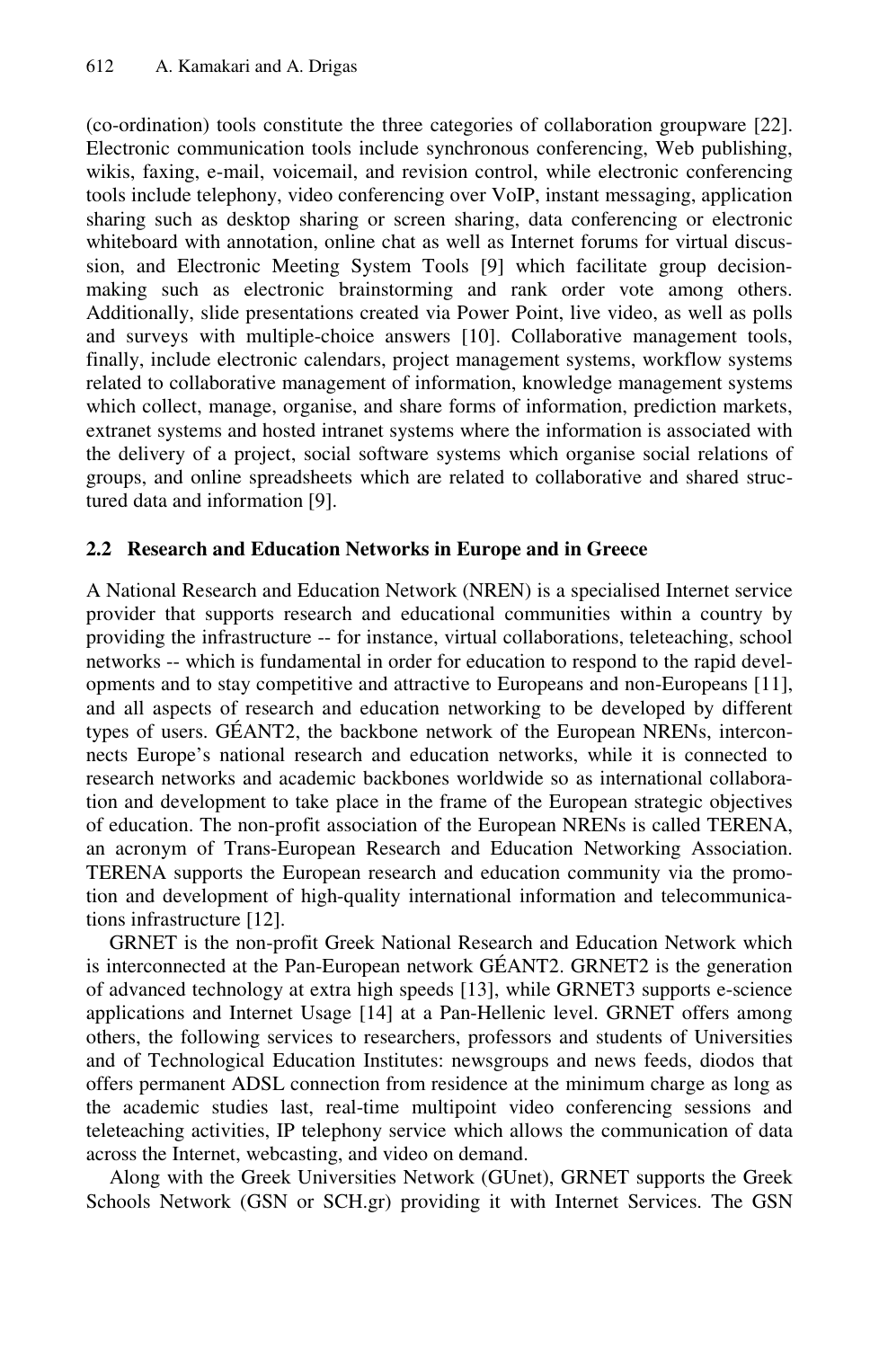(co-ordination) tools constitute the three categories of collaboration groupware [22]. Electronic communication tools include synchronous conferencing, Web publishing, wikis, faxing, e-mail, voicemail, and revision control, while electronic conferencing tools include telephony, video conferencing over VoIP, instant messaging, application sharing such as desktop sharing or screen sharing, data conferencing or electronic whiteboard with annotation, online chat as well as Internet forums for virtual discussion, and Electronic Meeting System Tools [9] which facilitate group decision-making such as electronic brainstorming and rank order vote among others. Additionally, slide presentations created via Power Point, live video, as well as polls and surveys with multiple-choice answers [10]. Collaborative management tools, finally, include electronic calendars, project management systems, workflow systems related to collaborative management of information, knowledge management systems which collect, manage, organise, and share forms of information, prediction markets, extranet systems and hosted intranet systems where the information is associated with the delivery of a project, social software systems which organise social relations of groups, and online spreadsheets which are related to collaborative and shared structured data and information [9].

### 2.2 Research and Education Networks in Europe and in Greece

A National Research and Education Network (NREN) is a specialised Internet service provider that supports research and educational communities within a country by providing the infrastructure -- for instance, virtual collaborations, teleteaching, school networks -- which is fundamental in order for education to respond to the rapid developments and to stay competitive and attractive to Europeans and non-Europeans [11], and all aspects of research and education networking to be developed by different types of users. GÉANT2, the backbone network of the European NRENs, interconnects Europe's national research and education networks, while it is connected to research networks and academic backbones worldwide so as international collaboration and development to take place in the frame of the European strategic objectives of education. The non-profit association of the European NRENs is called TERENA, an acronym of Trans-European Research and Education Networking Association. TERENA supports the European research and education community via the promotion and development of high-quality international information and telecommunications infrastructure [12].

GRNET is the non-profit Greek National Research and Education Network which is interconnected at the Pan-European network GÉANT2. GRNET2 is the generation of advanced technology at extra high speeds [13], while GRNET3 supports e-science applications and Internet Usage [14] at a Pan-Hellenic level. GRNET offers among others, the following services to researchers, professors and students of Universities and of Technological Education Institutes: newsgroups and news feeds, diodos that offers permanent ADSL connection from residence at the minimum charge as long as the academic studies last, real-time multipoint video conferencing sessions and teleteaching activities, IP telephony service which allows the communication of data across the Internet, webcasting, and video on demand.

Along with the Greek Universities Network (GUnet), GRNET supports the Greek Schools Network (GSN or SCH.gr) providing it with Internet Services. The GSN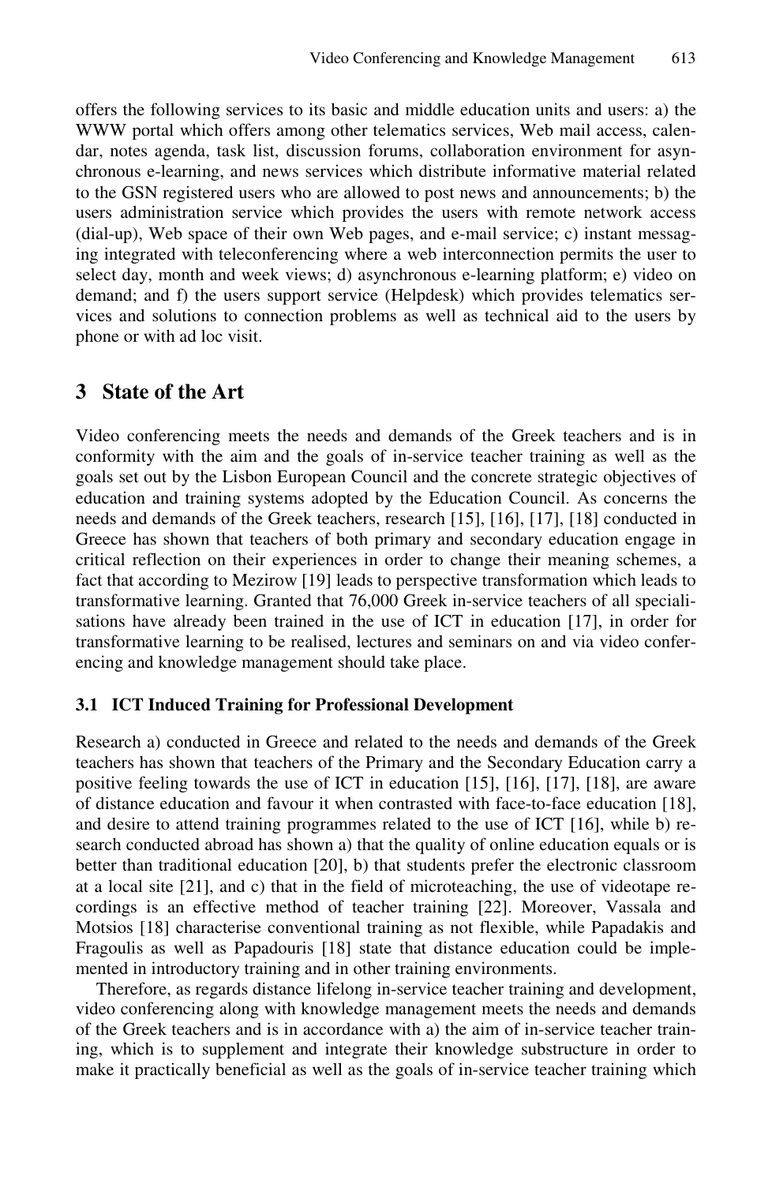offers the following services to its basic and middle education units and users: a) the WWW portal which offers among other telematics services, Web mail access, calendar, notes agenda, task list, discussion forums, collaboration environment for asynchronous e-learning, and news services which distribute informative material related to the GSN registered users who are allowed to post news and announcements; b) the users administration service which provides the users with remote network access (dial-up), Web space of their own Web pages, and e-mail service; c) instant messaging integrated with teleconferencing where a web interconnection permits the user to select day, month and week views; d) asynchronous e-learning platform; e) video on demand; and f) the users support service (Helpdesk) which provides telematics services and solutions to connection problems as well as technical aid to the users by phone or with ad loc visit.

## 3 State of the Art

Video conferencing meets the needs and demands of the Greek teachers and is in conformity with the aim and the goals of in-service teacher training as well as the goals set out by the Lisbon European Council and the concrete strategic objectives of education and training systems adopted by the Education Council. As concerns the needs and demands of the Greek teachers, research [15], [16], [17], [18] conducted in Greece has shown that teachers of both primary and secondary education engage in critical reflection on their experiences in order to change their meaning schemes, a fact that according to Mezirow [19] leads to perspective transformation which leads to transformative learning. Granted that 76,000 Greek in-service teachers of all specialisations have already been trained in the use of ICT in education [17], in order for transformative learning to be realised, lectures and seminars on and via video conferencing and knowledge management should take place.

### 3.1 ICT Induced Training for Professional Development

Research a) conducted in Greece and related to the needs and demands of the Greek teachers has shown that teachers of the Primary and the Secondary Education carry a positive feeling towards the use of ICT in education [15], [16], [17], [18], are aware of distance education and favour it when contrasted with face-to-face education [18], and desire to attend training programmes related to the use of ICT [16], while b) research conducted abroad has shown a) that the quality of online education equals or is better than traditional education [20], b) that students prefer the electronic classroom at a local site [21], and c) that in the field of microteaching, the use of videotape recordings is an effective method of teacher training [22]. Moreover, Vassala and Motsios [18] characterise conventional training as not flexible, while Papadakis and Fragoulis as well as Papadouris [18] state that distance education could be implemented in introductory training and in other training environments.

Therefore, as regards distance lifelong in-service teacher training and development, video conferencing along with knowledge management meets the needs and demands of the Greek teachers and is in accordance with a) the aim of in-service teacher training, which is to supplement and integrate their knowledge substructure in order to make it practically beneficial as well as the goals of in-service teacher training which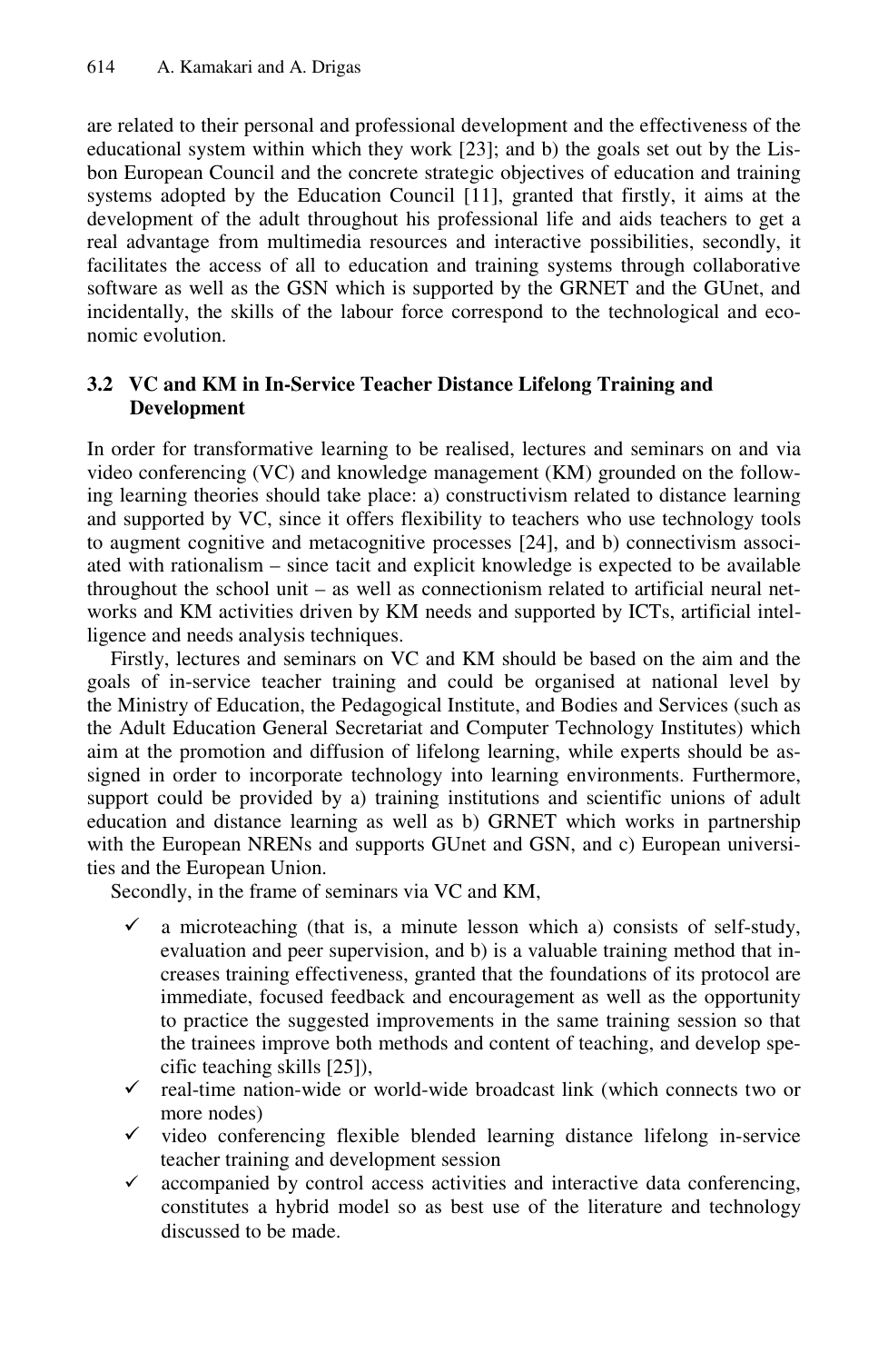are related to their personal and professional development and the effectiveness of the educational system within which they work [23]; and b) the goals set out by the Lisbon European Council and the concrete strategic objectives of education and training systems adopted by the Education Council [11], granted that firstly, it aims at the development of the adult throughout his professional life and aids teachers to get a real advantage from multimedia resources and interactive possibilities, secondly, it facilitates the access of all to education and training systems through collaborative software as well as the GSN which is supported by the GRNET and the GUnet, and incidentally, the skills of the labour force correspond to the technological and economic evolution.

### 3.2 VC and KM in In-Service Teacher Distance Lifelong Training and Development

In order for transformative learning to be realised, lectures and seminars on and via video conferencing (VC) and knowledge management (KM) grounded on the following learning theories should take place: a) constructivism related to distance learning and supported by VC, since it offers flexibility to teachers who use technology tools to augment cognitive and metacognitive processes [24], and b) connectivism associated with rationalism – since tacit and explicit knowledge is expected to be available throughout the school unit – as well as connectionism related to artificial neural networks and KM activities driven by KM needs and supported by ICTs, artificial intelligence and needs analysis techniques.

Firstly, lectures and seminars on VC and KM should be based on the aim and the goals of in-service teacher training and could be organised at national level by the Ministry of Education, the Pedagogical Institute, and Bodies and Services (such as the Adult Education General Secretariat and Computer Technology Institutes) which aim at the promotion and diffusion of lifelong learning, while experts should be assigned in order to incorporate technology into learning environments. Furthermore, support could be provided by a) training institutions and scientific unions of adult education and distance learning as well as b) GRNET which works in partnership with the European NRENs and supports GUnet and GSN, and c) European universities and the European Union.

Secondly, in the frame of seminars via VC and KM,

- ✓ a microteaching (that is, a minute lesson which a) consists of self-study, evaluation and peer supervision, and b) is a valuable training method that increases training effectiveness, granted that the foundations of its protocol are immediate, focused feedback and encouragement as well as the opportunity to practice the suggested improvements in the same training session so that the trainees improve both methods and content of teaching, and develop specific teaching skills [25]),
- ✓ real-time nation-wide or world-wide broadcast link (which connects two or more nodes)
- ✓ video conferencing flexible blended learning distance lifelong in-service teacher training and development session
- ✓ accompanied by control access activities and interactive data conferencing, constitutes a hybrid model so as best use of the literature and technology discussed to be made.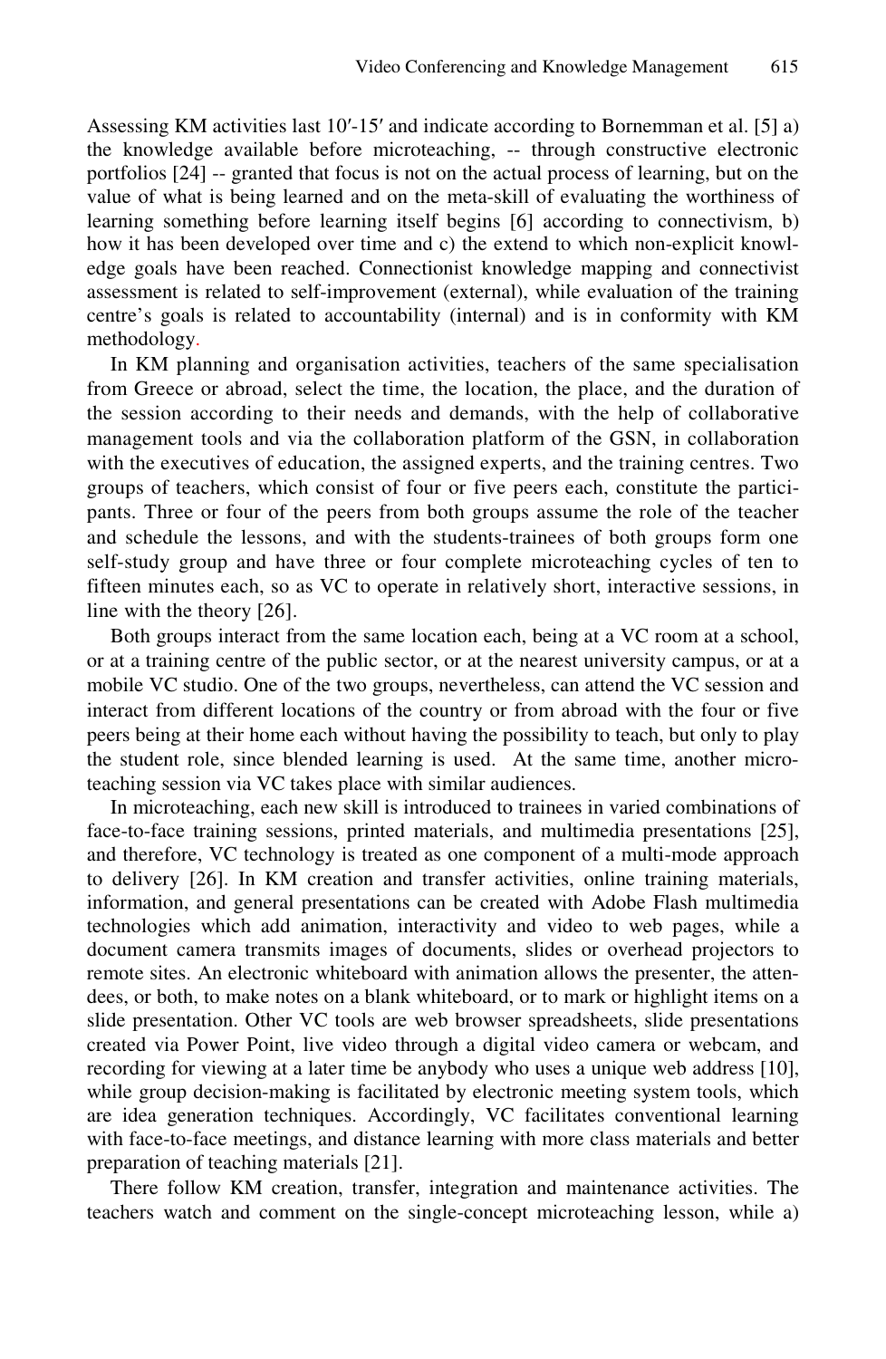Assessing KM activities last 10′-15′ and indicate according to Bornemman et al. [5] a) the knowledge available before microteaching, -- through constructive electronic portfolios [24] -- granted that focus is not on the actual process of learning, but on the value of what is being learned and on the meta-skill of evaluating the worthiness of learning something before learning itself begins [6] according to connectivism, b) how it has been developed over time and c) the extend to which non-explicit knowledge goals have been reached. Connectionist knowledge mapping and connectivist assessment is related to self-improvement (external), while evaluation of the training centre's goals is related to accountability (internal) and is in conformity with KM methodology.

In KM planning and organisation activities, teachers of the same specialisation from Greece or abroad, select the time, the location, the place, and the duration of the session according to their needs and demands, with the help of collaborative management tools and via the collaboration platform of the GSN, in collaboration with the executives of education, the assigned experts, and the training centres. Two groups of teachers, which consist of four or five peers each, constitute the participants. Three or four of the peers from both groups assume the role of the teacher and schedule the lessons, and with the students-trainees of both groups form one self-study group and have three or four complete microteaching cycles of ten to fifteen minutes each, so as VC to operate in relatively short, interactive sessions, in line with the theory [26].

Both groups interact from the same location each, being at a VC room at a school, or at a training centre of the public sector, or at the nearest university campus, or at a mobile VC studio. One of the two groups, nevertheless, can attend the VC session and interact from different locations of the country or from abroad with the four or five peers being at their home each without having the possibility to teach, but only to play the student role, since blended learning is used. At the same time, another microteaching session via VC takes place with similar audiences.

In microteaching, each new skill is introduced to trainees in varied combinations of face-to-face training sessions, printed materials, and multimedia presentations [25], and therefore, VC technology is treated as one component of a multi-mode approach to delivery [26]. In KM creation and transfer activities, online training materials, information, and general presentations can be created with Adobe Flash multimedia technologies which add animation, interactivity and video to web pages, while a document camera transmits images of documents, slides or overhead projectors to remote sites. An electronic whiteboard with animation allows the presenter, the attendees, or both, to make notes on a blank whiteboard, or to mark or highlight items on a slide presentation. Other VC tools are web browser spreadsheets, slide presentations created via Power Point, live video through a digital video camera or webcam, and recording for viewing at a later time be anybody who uses a unique web address [10], while group decision-making is facilitated by electronic meeting system tools, which are idea generation techniques. Accordingly, VC facilitates conventional learning with face-to-face meetings, and distance learning with more class materials and better preparation of teaching materials [21].

There follow KM creation, transfer, integration and maintenance activities. The teachers watch and comment on the single-concept microteaching lesson, while a)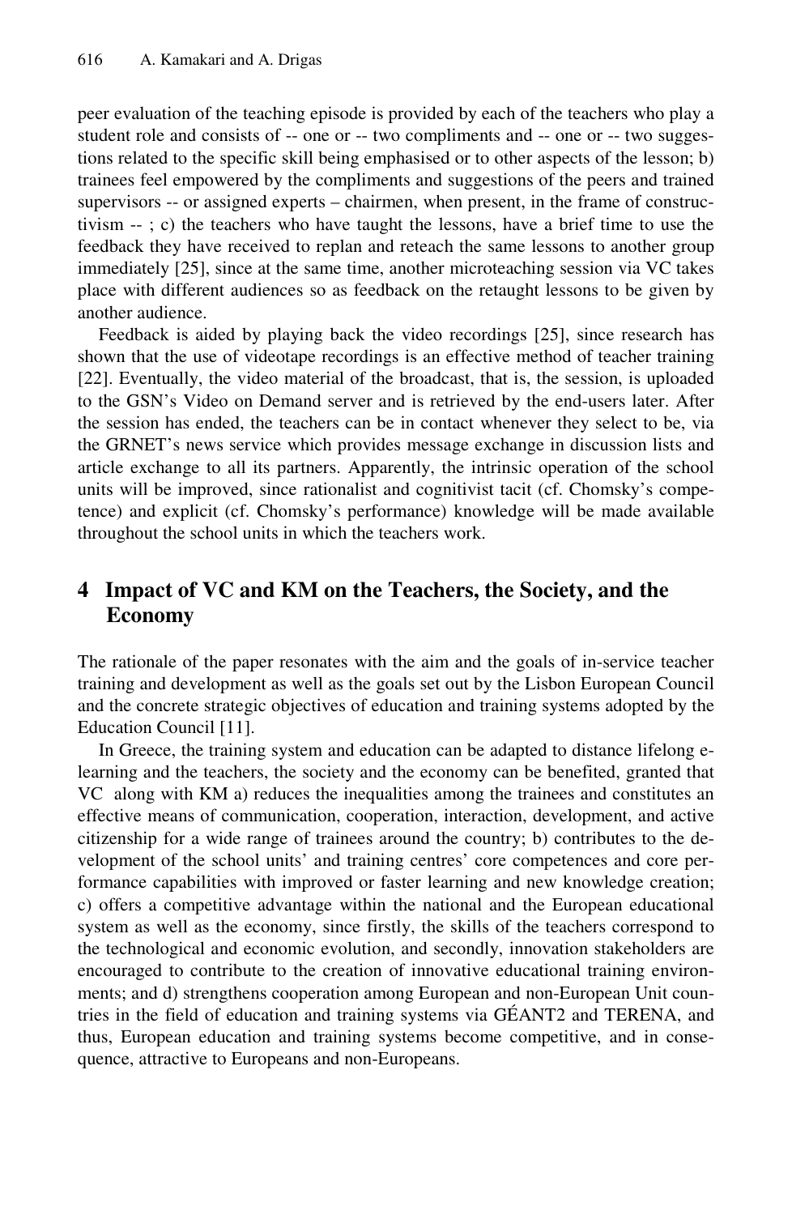peer evaluation of the teaching episode is provided by each of the teachers who play a student role and consists of -- one or -- two compliments and -- one or -- two suggestions related to the specific skill being emphasised or to other aspects of the lesson; b) trainees feel empowered by the compliments and suggestions of the peers and trained supervisors -- or assigned experts – chairmen, when present, in the frame of constructivism -- ; c) the teachers who have taught the lessons, have a brief time to use the feedback they have received to replan and reteach the same lessons to another group immediately [25], since at the same time, another microteaching session via VC takes place with different audiences so as feedback on the retaught lessons to be given by another audience.

Feedback is aided by playing back the video recordings [25], since research has shown that the use of videotape recordings is an effective method of teacher training [22]. Eventually, the video material of the broadcast, that is, the session, is uploaded to the GSN's Video on Demand server and is retrieved by the end-users later. After the session has ended, the teachers can be in contact whenever they select to be, via the GRNET's news service which provides message exchange in discussion lists and article exchange to all its partners. Apparently, the intrinsic operation of the school units will be improved, since rationalist and cognitivist tacit (cf. Chomsky's competence) and explicit (cf. Chomsky's performance) knowledge will be made available throughout the school units in which the teachers work.

## 4 Impact of VC and KM on the Teachers, the Society, and the Economy

The rationale of the paper resonates with the aim and the goals of in-service teacher training and development as well as the goals set out by the Lisbon European Council and the concrete strategic objectives of education and training systems adopted by the Education Council [11].

In Greece, the training system and education can be adapted to distance lifelong e-learning and the teachers, the society and the economy can be benefited, granted that VC along with KM a) reduces the inequalities among the trainees and constitutes an effective means of communication, cooperation, interaction, development, and active citizenship for a wide range of trainees around the country; b) contributes to the development of the school units' and training centres' core competences and core performance capabilities with improved or faster learning and new knowledge creation; c) offers a competitive advantage within the national and the European educational system as well as the economy, since firstly, the skills of the teachers correspond to the technological and economic evolution, and secondly, innovation stakeholders are encouraged to contribute to the creation of innovative educational training environments; and d) strengthens cooperation among European and non-European Unit countries in the field of education and training systems via GÉANT2 and TERENA, and thus, European education and training systems become competitive, and in consequence, attractive to Europeans and non-Europeans.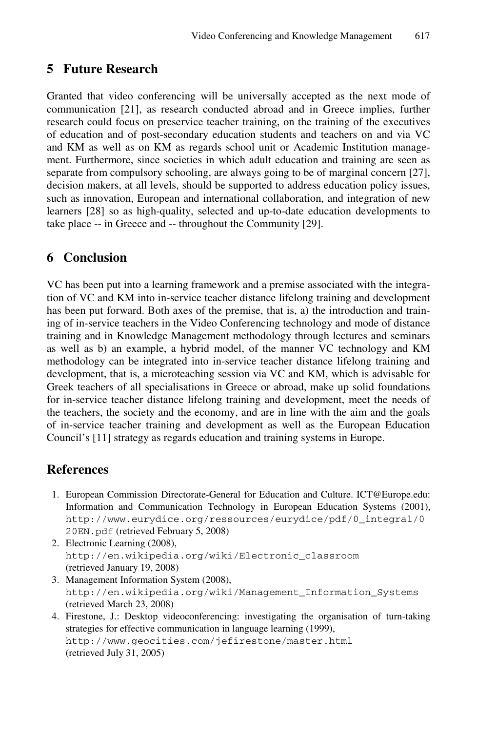## 5 Future Research

Granted that video conferencing will be universally accepted as the next mode of communication [21], as research conducted abroad and in Greece implies, further research could focus on preservice teacher training, on the training of the executives of education and of post-secondary education students and teachers on and via VC and KM as well as on KM as regards school unit or Academic Institution management. Furthermore, since societies in which adult education and training are seen as separate from compulsory schooling, are always going to be of marginal concern [27], decision makers, at all levels, should be supported to address education policy issues, such as innovation, European and international collaboration, and integration of new learners [28] so as high-quality, selected and up-to-date education developments to take place -- in Greece and -- throughout the Community [29].

## 6 Conclusion

VC has been put into a learning framework and a premise associated with the integration of VC and KM into in-service teacher distance lifelong training and development has been put forward. Both axes of the premise, that is, a) the introduction and training of in-service teachers in the Video Conferencing technology and mode of distance training and in Knowledge Management methodology through lectures and seminars as well as b) an example, a hybrid model, of the manner VC technology and KM methodology can be integrated into in-service teacher distance lifelong training and development, that is, a microteaching session via VC and KM, which is advisable for Greek teachers of all specialisations in Greece or abroad, make up solid foundations for in-service teacher distance lifelong training and development, meet the needs of the teachers, the society and the economy, and are in line with the aim and the goals of in-service teacher training and development as well as the European Education Council's [11] strategy as regards education and training systems in Europe.

## References

1. European Commission Directorate-General for Education and Culture. ICT@Europe.edu: Information and Communication Technology in European Education Systems (2001), http://www.eurydice.org/ressources/eurydice/pdf/0_integral/020EN.pdf (retrieved February 5, 2008)
2. Electronic Learning (2008), http://en.wikipedia.org/wiki/Electronic_classroom (retrieved January 19, 2008)
3. Management Information System (2008), http://en.wikipedia.org/wiki/Management_Information_Systems (retrieved March 23, 2008)
4. Firestone, J.: Desktop videoconferencing: investigating the organisation of turn-taking strategies for effective communication in language learning (1999), http://www.geocities.com/jefirestone/master.html (retrieved July 31, 2005)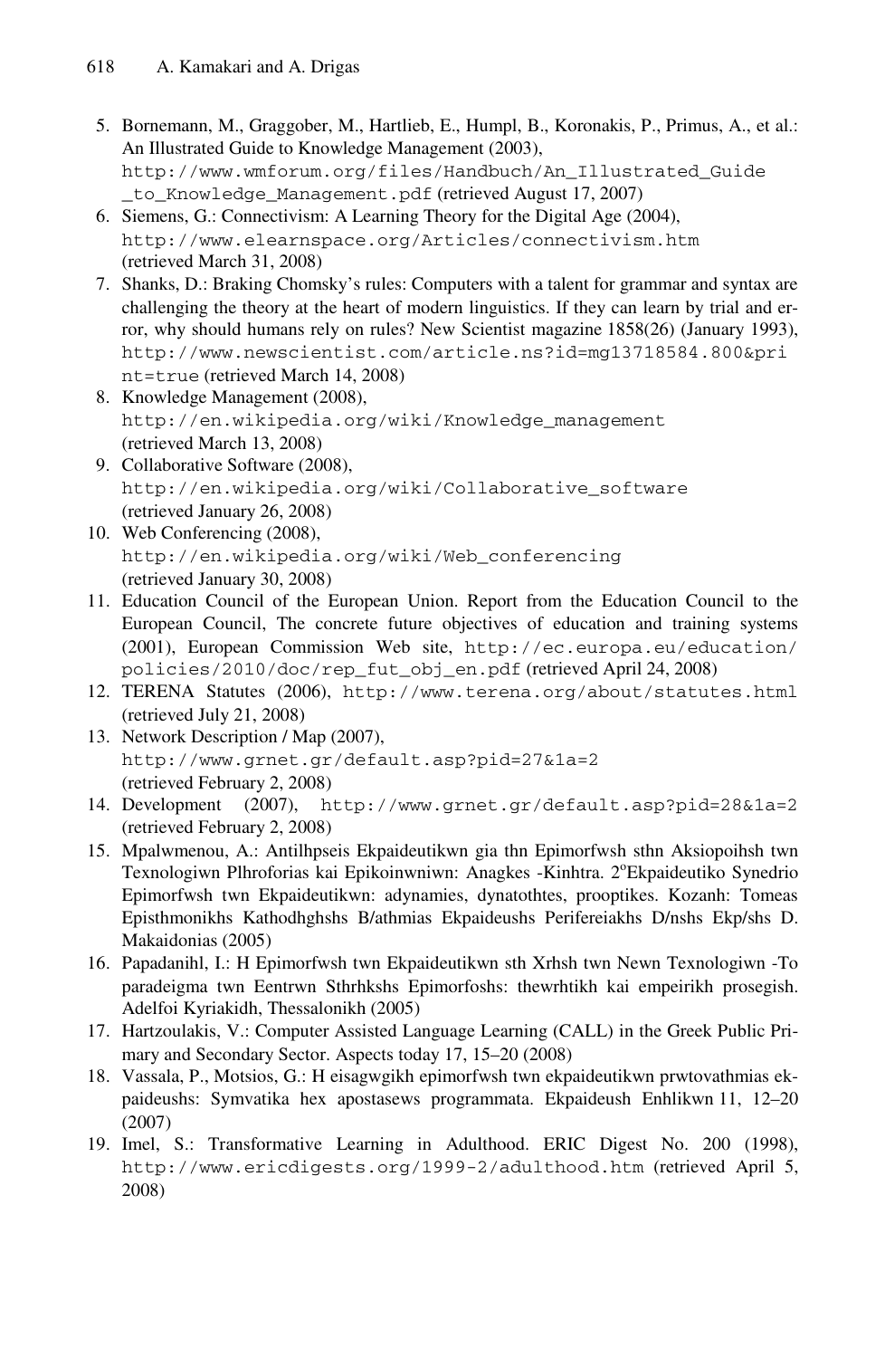5. Bornemann, M., Graggober, M., Hartlieb, E., Humpl, B., Koronakis, P., Primus, A., et al.: An Illustrated Guide to Knowledge Management (2003), http://www.wmforum.org/files/Handbuch/An_Illustrated_Guide_to_Knowledge_Management.pdf (retrieved August 17, 2007)
6. Siemens, G.: Connectivism: A Learning Theory for the Digital Age (2004), http://www.elearnspace.org/Articles/connectivism.htm (retrieved March 31, 2008)
7. Shanks, D.: Braking Chomsky's rules: Computers with a talent for grammar and syntax are challenging the theory at the heart of modern linguistics. If they can learn by trial and error, why should humans rely on rules? New Scientist magazine 1858(26) (January 1993), http://www.newscientist.com/article.ns?id=mg13718584.800&print=true (retrieved March 14, 2008)
8. Knowledge Management (2008), http://en.wikipedia.org/wiki/Knowledge_management (retrieved March 13, 2008)
9. Collaborative Software (2008), http://en.wikipedia.org/wiki/Collaborative_software (retrieved January 26, 2008)
10. Web Conferencing (2008), http://en.wikipedia.org/wiki/Web_conferencing (retrieved January 30, 2008)
11. Education Council of the European Union. Report from the Education Council to the European Council, The concrete future objectives of education and training systems (2001), European Commission Web site, http://ec.europa.eu/education/policies/2010/doc/rep_fut_obj_en.pdf (retrieved April 24, 2008)
12. TERENA Statutes (2006), http://www.terena.org/about/statutes.html (retrieved July 21, 2008)
13. Network Description / Map (2007), http://www.grnet.gr/default.asp?pid=27&1a=2 (retrieved February 2, 2008)
14. Development (2007), http://www.grnet.gr/default.asp?pid=28&1a=2 (retrieved February 2, 2008)
15. Mpalwmenou, A.: Antilhpseis Ekpaideutikwn gia thn Epimorfwsh sthn Aksiopoihsh twn Texnologiwn Plhroforias kai Epikoinwniwn: Anagkes -Kinhtra. 2[o]Ekpaideutiko Synedrio Epimorfwsh twn Ekpaideutikwn: adynamies, dynatothtes, prooptikes. Kozanh: Tomeas Episthmonikhs Kathodhghshs B/athmias Ekpaideushs Perifereiakhs D/nshs Ekp/shs D. Makaidonias (2005)
16. Papadanihl, I.: H Epimorfwsh twn Ekpaideutikwn sth Xrhsh twn Newn Texnologiwn -To paradeigma twn Eentrwn Sthrhkshs Epimorfoshs: thewrhtikh kai empeirikh prosegish. Adelfoi Kyriakidh, Thessalonikh (2005)
17. Hartzoulakis, V.: Computer Assisted Language Learning (CALL) in the Greek Public Primary and Secondary Sector. Aspects today 17, 15–20 (2008)
18. Vassala, P., Motsios, G.: H eisagwgikh epimorfwsh twn ekpaideutikwn prwtovathmias ekpaideushs: Symvatika hex apostasews programmata. Ekpaideush Enhlikwn 11, 12–20 (2007)
19. Imel, S.: Transformative Learning in Adulthood. ERIC Digest No. 200 (1998), http://www.ericdigests.org/1999-2/adulthood.htm (retrieved April 5, 2008)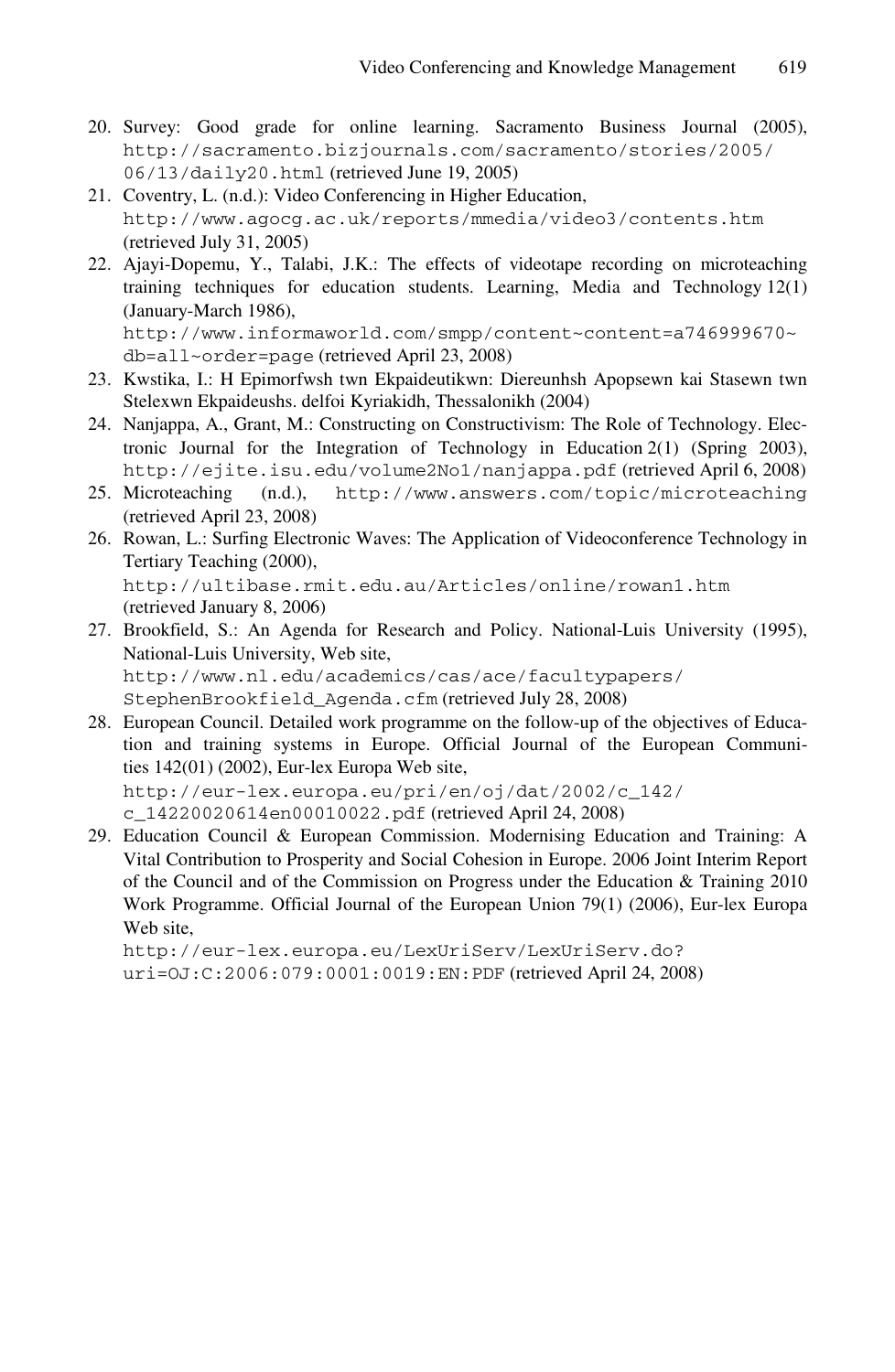20. Survey: Good grade for online learning. Sacramento Business Journal (2005), http://sacramento.bizjournals.com/sacramento/stories/2005/06/13/daily20.html (retrieved June 19, 2005)
21. Coventry, L. (n.d.): Video Conferencing in Higher Education, http://www.agocg.ac.uk/reports/mmedia/video3/contents.htm (retrieved July 31, 2005)
22. Ajayi-Dopemu, Y., Talabi, J.K.: The effects of videotape recording on microteaching training techniques for education students. Learning, Media and Technology 12(1) (January-March 1986), http://www.informaworld.com/smpp/content~content=a746999670~db=all~order=page (retrieved April 23, 2008)
23. Kwstika, I.: H Epimorfwsh twn Ekpaideutikwn: Diereunhsh Apopsewn kai Stasewn twn Stelexwn Ekpaideushs. delfoi Kyriakidh, Thessalonikh (2004)
24. Nanjappa, A., Grant, M.: Constructing on Constructivism: The Role of Technology. Electronic Journal for the Integration of Technology in Education 2(1) (Spring 2003), http://ejite.isu.edu/volume2No1/nanjappa.pdf (retrieved April 6, 2008)
25. Microteaching (n.d.), http://www.answers.com/topic/microteaching (retrieved April 23, 2008)
26. Rowan, L.: Surfing Electronic Waves: The Application of Videoconference Technology in Tertiary Teaching (2000), http://ultibase.rmit.edu.au/Articles/online/rowan1.htm (retrieved January 8, 2006)
27. Brookfield, S.: An Agenda for Research and Policy. National-Luis University (1995), National-Luis University, Web site, http://www.nl.edu/academics/cas/ace/facultypapers/StephenBrookfield_Agenda.cfm (retrieved July 28, 2008)
28. European Council. Detailed work programme on the follow-up of the objectives of Education and training systems in Europe. Official Journal of the European Communities 142(01) (2002), Eur-lex Europa Web site, http://eur-lex.europa.eu/pri/en/oj/dat/2002/c_142/c_14220020614en00010022.pdf (retrieved April 24, 2008)
29. Education Council & European Commission. Modernising Education and Training: A Vital Contribution to Prosperity and Social Cohesion in Europe. 2006 Joint Interim Report of the Council and of the Commission on Progress under the Education & Training 2010 Work Programme. Official Journal of the European Union 79(1) (2006), Eur-lex Europa Web site, http://eur-lex.europa.eu/LexUriServ/LexUriServ.do?uri=OJ:C:2006:079:0001:0019:EN:PDF (retrieved April 24, 2008)